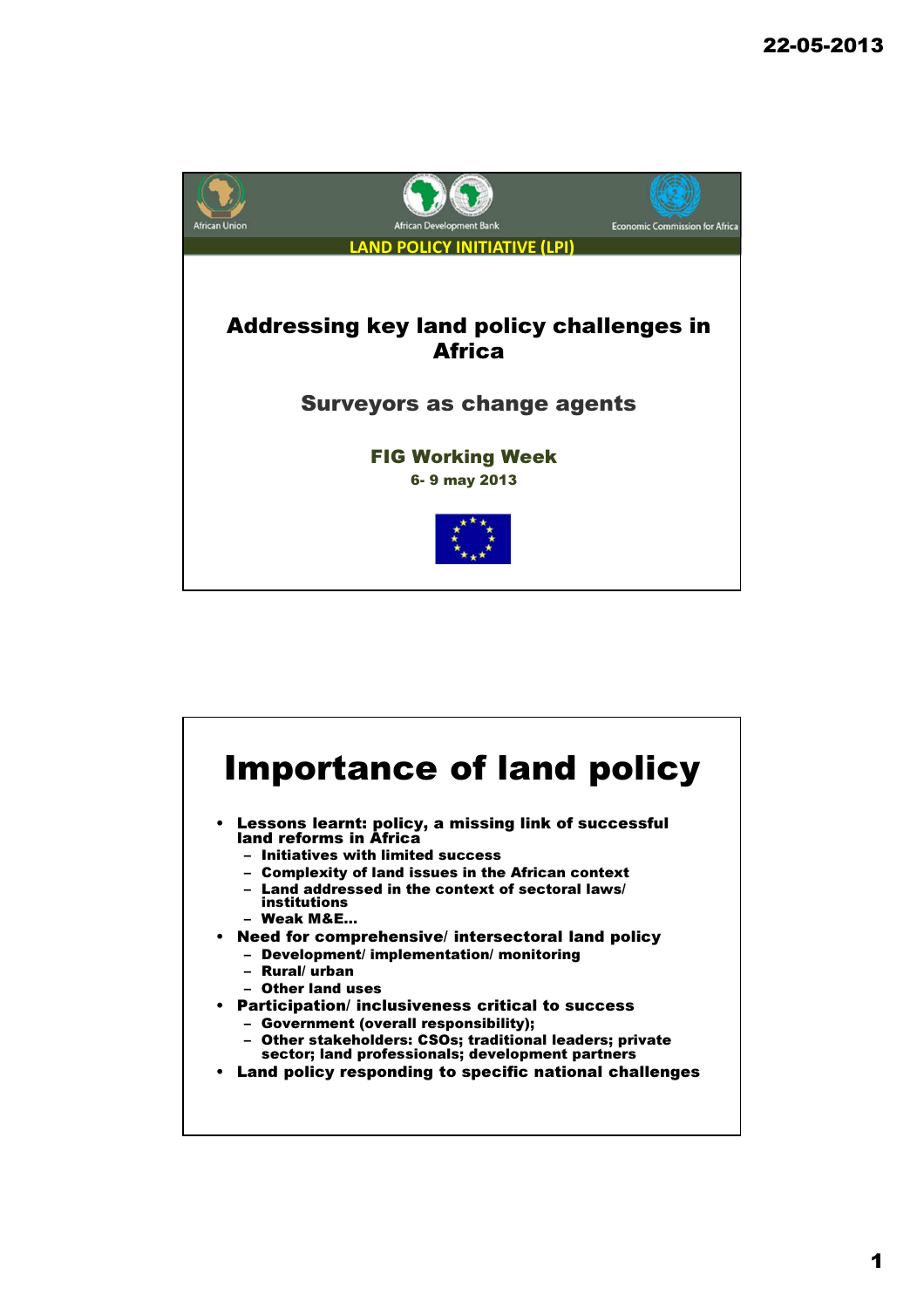African Union | African Development Bank | Economic Commission for Africa

LAND POLICY INITIATIVE (LPI)

# Addressing key land policy challenges in Africa

## Surveyors as change agents

**FIG Working Week**

**6- 9 may 2013**

# Importance of land policy

- **Lessons learnt: policy, a missing link of successful land reforms in Africa**
  - Initiatives with limited success
  - Complexity of land issues in the African context
  - Land addressed in the context of sectoral laws/ institutions
  - Weak M&E…
- **Need for comprehensive/ intersectoral land policy**
  - Development/ implementation/ monitoring
  - Rural/ urban
  - Other land uses
- **Participation/ inclusiveness critical to success**
  - Government (overall responsibility);
  - Other stakeholders: CSOs; traditional leaders; private sector; land professionals; development partners
- **Land policy responding to specific national challenges**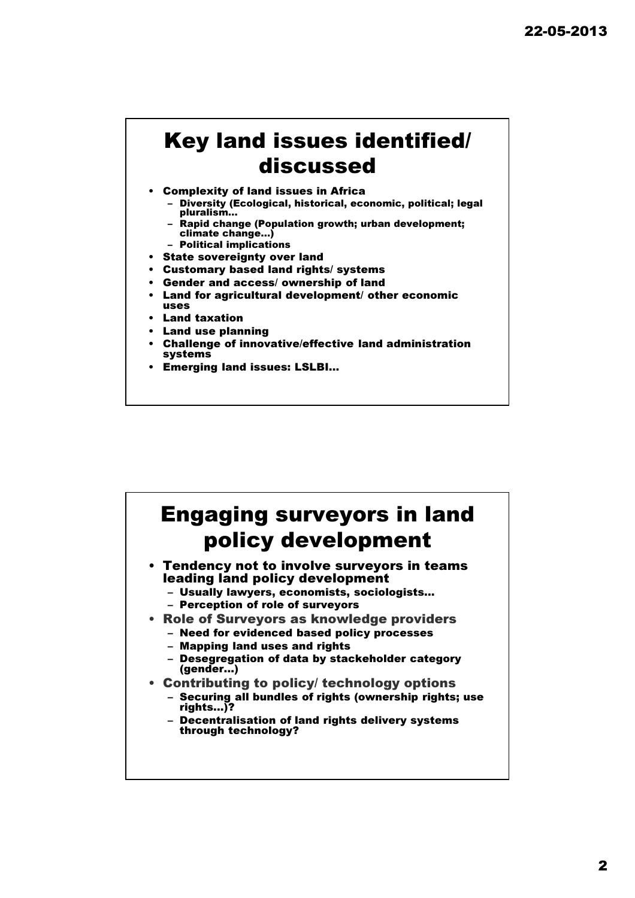# Key land issues identified/ discussed

- Complexity of land issues in Africa
  - Diversity (Ecological, historical, economic, political; legal pluralism…
  - Rapid change (Population growth; urban development; climate change…)
  - Political implications
- State sovereignty over land
- Customary based land rights/ systems
- Gender and access/ ownership of land
- Land for agricultural development/ other economic uses
- Land taxation
- Land use planning
- Challenge of innovative/effective land administration systems
- Emerging land issues: LSLBI…

# Engaging surveyors in land policy development

- Tendency not to involve surveyors in teams leading land policy development
  - Usually lawyers, economists, sociologists…
  - Perception of role of surveyors
- Role of Surveyors as knowledge providers
  - Need for evidenced based policy processes
  - Mapping land uses and rights
  - Desegregation of data by stackeholder category (gender…)
- Contributing to policy/ technology options
  - Securing all bundles of rights (ownership rights; use rights…)?
  - Decentralisation of land rights delivery systems through technology?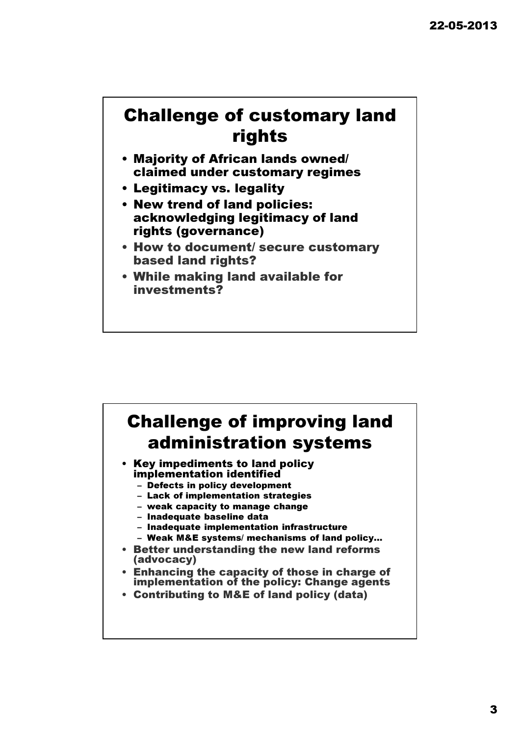## Challenge of customary land rights

- Majority of African lands owned/ claimed under customary regimes
- Legitimacy vs. legality
- New trend of land policies: acknowledging legitimacy of land rights (governance)
- How to document/ secure customary based land rights?
- While making land available for investments?

## Challenge of improving land administration systems

- Key impediments to land policy implementation identified
  - Defects in policy development
  - Lack of implementation strategies
  - weak capacity to manage change
  - Inadequate baseline data
  - Inadequate implementation infrastructure
  - Weak M&E systems/ mechanisms of land policy…
- Better understanding the new land reforms (advocacy)
- Enhancing the capacity of those in charge of implementation of the policy: Change agents
- Contributing to M&E of land policy (data)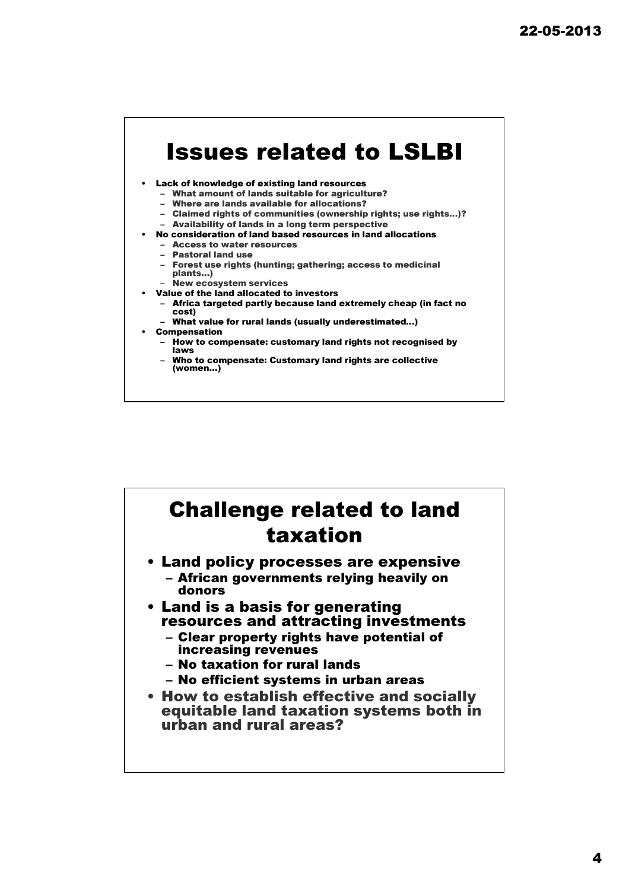# Issues related to LSLBI

- Lack of knowledge of existing land resources
  - What amount of lands suitable for agriculture?
  - Where are lands available for allocations?
  - Claimed rights of communities (ownership rights; use rights…)?
  - Availability of lands in a long term perspective
- No consideration of land based resources in land allocations
  - Access to water resources
  - Pastoral land use
  - Forest use rights (hunting; gathering; access to medicinal plants…)
  - New ecosystem services
- Value of the land allocated to investors
  - Africa targeted partly because land extremely cheap (in fact no cost)
  - What value for rural lands (usually underestimated…)
- Compensation
  - How to compensate: customary land rights not recognised by laws
  - Who to compensate: Customary land rights are collective (women…)

# Challenge related to land taxation

- Land policy processes are expensive
  - African governments relying heavily on donors
- Land is a basis for generating resources and attracting investments
  - Clear property rights have potential of increasing revenues
  - No taxation for rural lands
  - No efficient systems in urban areas
- How to establish effective and socially equitable land taxation systems both in urban and rural areas?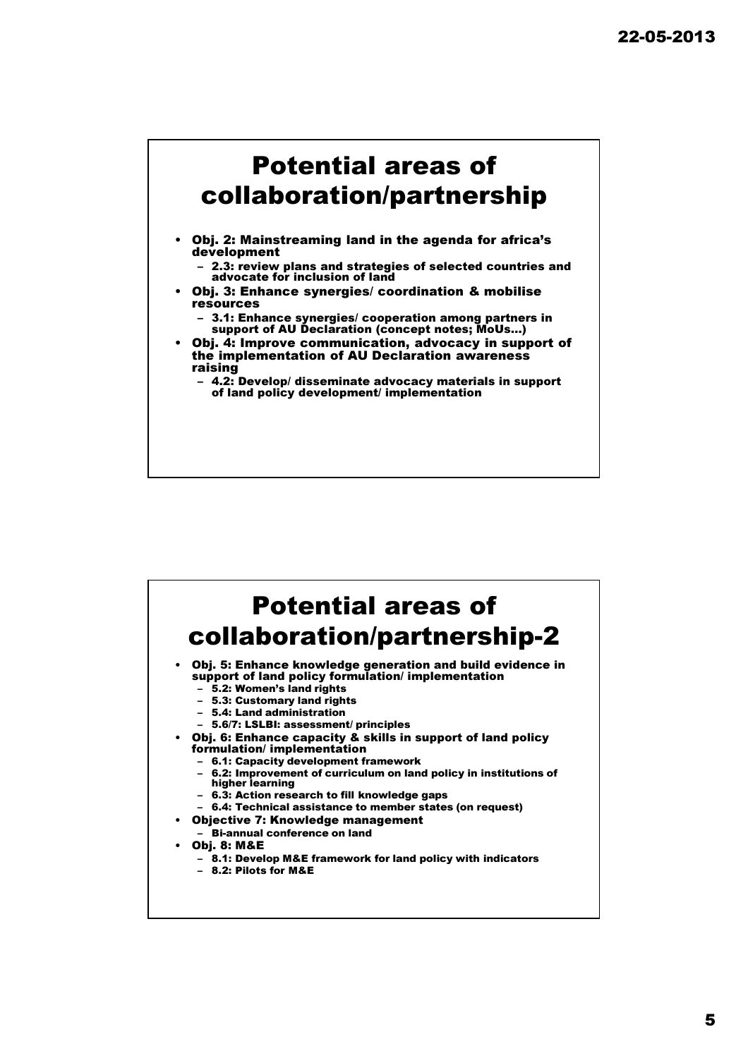# Potential areas of collaboration/partnership

- Obj. 2: Mainstreaming land in the agenda for africa's development
  - 2.3: review plans and strategies of selected countries and advocate for inclusion of land
- Obj. 3: Enhance synergies/ coordination & mobilise resources
  - 3.1: Enhance synergies/ cooperation among partners in support of AU Declaration (concept notes; MoUs…)
- Obj. 4: Improve communication, advocacy in support of the implementation of AU Declaration awareness raising
  - 4.2: Develop/ disseminate advocacy materials in support of land policy development/ implementation

# Potential areas of collaboration/partnership-2

- Obj. 5: Enhance knowledge generation and build evidence in support of land policy formulation/ implementation
  - 5.2: Women's land rights
  - 5.3: Customary land rights
  - 5.4: Land administration
  - 5.6/7: LSLBI: assessment/ principles
- Obj. 6: Enhance capacity & skills in support of land policy formulation/ implementation
  - 6.1: Capacity development framework
  - 6.2: Improvement of curriculum on land policy in institutions of higher learning
  - 6.3: Action research to fill knowledge gaps
  - 6.4: Technical assistance to member states (on request)
- Objective 7: Knowledge management
  - Bi-annual conference on land
- Obj. 8: M&E
  - 8.1: Develop M&E framework for land policy with indicators
  - 8.2: Pilots for M&E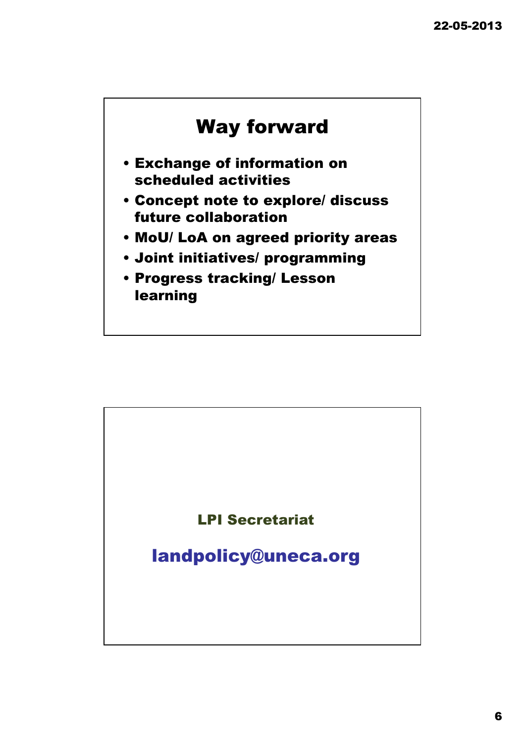## Way forward

- Exchange of information on scheduled activities
- Concept note to explore/ discuss future collaboration
- MoU/ LoA on agreed priority areas
- Joint initiatives/ programming
- Progress tracking/ Lesson learning

LPI Secretariat

landpolicy@uneca.org